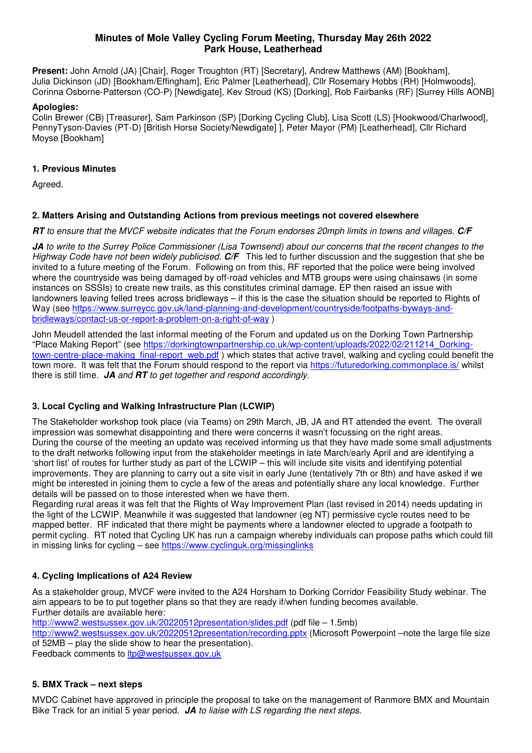# Minutes of Mole Valley Cycling Forum Meeting, Thursday May 26th 2022
## Park House, Leatherhead

**Present:** John Arnold (JA) [Chair], Roger Troughton (RT) [Secretary], Andrew Matthews (AM) [Bookham], Julia Dickinson (JD) [Bookham/Effingham], Eric Palmer [Leatherhead], Cllr Rosemary Hobbs (RH) [Holmwoods], Corinna Osborne-Patterson (CO-P) [Newdigate], Kev Stroud (KS) [Dorking], Rob Fairbanks (RF) [Surrey Hills AONB]

**Apologies:**
Colin Brewer (CB) [Treasurer], Sam Parkinson (SP) [Dorking Cycling Club], Lisa Scott (LS) [Hookwood/Charlwood], PennyTyson-Davies (PT-D) [British Horse Society/Newdigate] ], Peter Mayor (PM) [Leatherhead], Cllr Richard Moyse [Bookham]

### 1. Previous Minutes

Agreed.

### 2. Matters Arising and Outstanding Actions from previous meetings not covered elsewhere

***RT** to ensure that the MVCF website indicates that the Forum endorses 20mph limits in towns and villages.* ***C/F***

***JA** to write to the Surrey Police Commissioner (Lisa Townsend) about our concerns that the recent changes to the Highway Code have not been widely publicised.* ***C/F*** This led to further discussion and the suggestion that she be invited to a future meeting of the Forum. Following on from this, RF reported that the police were being involved where the countryside was being damaged by off-road vehicles and MTB groups were using chainsaws (in some instances on SSSIs) to create new trails, as this constitutes criminal damage. EP then raised an issue with landowners leaving felled trees across bridleways – if this is the case the situation should be reported to Rights of Way (see https://www.surreycc.gov.uk/land-planning-and-development/countryside/footpaths-byways-and-bridleways/contact-us-or-report-a-problem-on-a-right-of-way )

John Meudell attended the last informal meeting of the Forum and updated us on the Dorking Town Partnership "Place Making Report" (see https://dorkingtownpartnership.co.uk/wp-content/uploads/2022/02/211214_Dorking-town-centre-place-making_final-report_web.pdf ) which states that active travel, walking and cycling could benefit the town more. It was felt that the Forum should respond to the report via https://futuredorking.commonplace.is/ whilst there is still time. ***JA** and **RT** to get together and respond accordingly.*

### 3. Local Cycling and Walking Infrastructure Plan (LCWIP)

The Stakeholder workshop took place (via Teams) on 29th March, JB, JA and RT attended the event. The overall impression was somewhat disappointing and there were concerns it wasn't focussing on the right areas.
During the course of the meeting an update was received informing us that they have made some small adjustments to the draft networks following input from the stakeholder meetings in late March/early April and are identifying a 'short list' of routes for further study as part of the LCWIP – this will include site visits and identifying potential improvements. They are planning to carry out a site visit in early June (tentatively 7th or 8th) and have asked if we might be interested in joining them to cycle a few of the areas and potentially share any local knowledge. Further details will be passed on to those interested when we have them.
Regarding rural areas it was felt that the Rights of Way Improvement Plan (last revised in 2014) needs updating in the light of the LCWIP. Meanwhile it was suggested that landowner (eg NT) permissive cycle routes need to be mapped better. RF indicated that there might be payments where a landowner elected to upgrade a footpath to permit cycling. RT noted that Cycling UK has run a campaign whereby individuals can propose paths which could fill in missing links for cycling – see https://www.cyclinguk.org/missinglinks

### 4. Cycling Implications of A24 Review

As a stakeholder group, MVCF were invited to the A24 Horsham to Dorking Corridor Feasibility Study webinar. The aim appears to be to put together plans so that they are ready if/when funding becomes available.
Further details are available here:
http://www2.westsussex.gov.uk/20220512presentation/slides.pdf (pdf file – 1.5mb)
http://www2.westsussex.gov.uk/20220512presentation/recording.pptx (Microsoft Powerpoint –note the large file size of 52MB – play the slide show to hear the presentation).
Feedback comments to ltp@westsussex.gov.uk

### 5. BMX Track – next steps

MVDC Cabinet have approved in principle the proposal to take on the management of Ranmore BMX and Mountain Bike Track for an initial 5 year period. ***JA** to liaise with LS regarding the next steps.*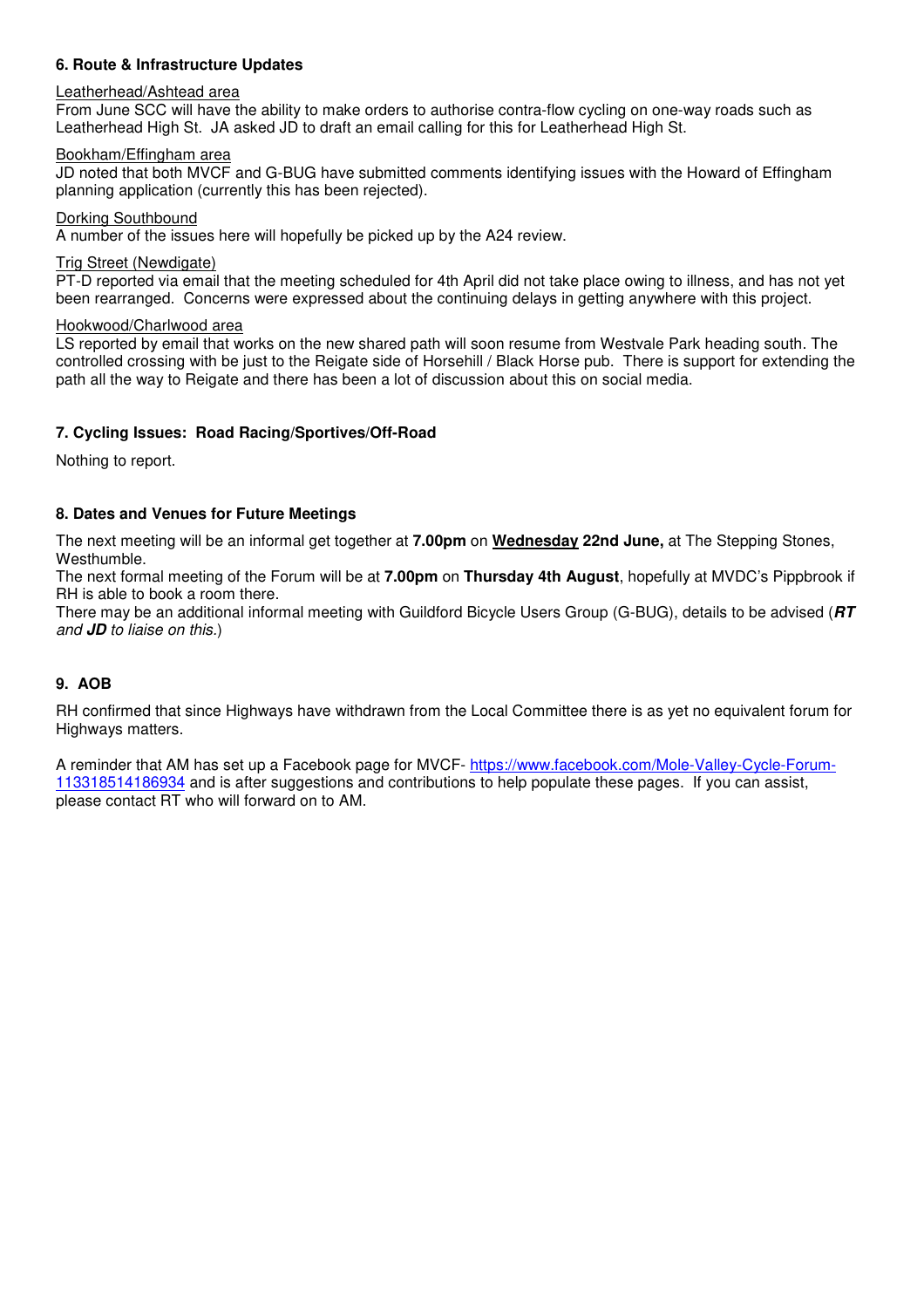## 6. Route & Infrastructure Updates

Leatherhead/Ashtead area

From June SCC will have the ability to make orders to authorise contra-flow cycling on one-way roads such as Leatherhead High St. JA asked JD to draft an email calling for this for Leatherhead High St.

Bookham/Effingham area

JD noted that both MVCF and G-BUG have submitted comments identifying issues with the Howard of Effingham planning application (currently this has been rejected).

Dorking Southbound

A number of the issues here will hopefully be picked up by the A24 review.

Trig Street (Newdigate)

PT-D reported via email that the meeting scheduled for 4th April did not take place owing to illness, and has not yet been rearranged. Concerns were expressed about the continuing delays in getting anywhere with this project.

Hookwood/Charlwood area

LS reported by email that works on the new shared path will soon resume from Westvale Park heading south. The controlled crossing with be just to the Reigate side of Horsehill / Black Horse pub. There is support for extending the path all the way to Reigate and there has been a lot of discussion about this on social media.

## 7. Cycling Issues: Road Racing/Sportives/Off-Road

Nothing to report.

## 8. Dates and Venues for Future Meetings

The next meeting will be an informal get together at **7.00pm** on **Wednesday 22nd June,** at The Stepping Stones, Westhumble.

The next formal meeting of the Forum will be at **7.00pm** on **Thursday 4th August**, hopefully at MVDC's Pippbrook if RH is able to book a room there.

There may be an additional informal meeting with Guildford Bicycle Users Group (G-BUG), details to be advised (***RT*** *and* ***JD*** *to liaise on this.*)

## 9. AOB

RH confirmed that since Highways have withdrawn from the Local Committee there is as yet no equivalent forum for Highways matters.

A reminder that AM has set up a Facebook page for MVCF- https://www.facebook.com/Mole-Valley-Cycle-Forum-113318514186934 and is after suggestions and contributions to help populate these pages. If you can assist, please contact RT who will forward on to AM.